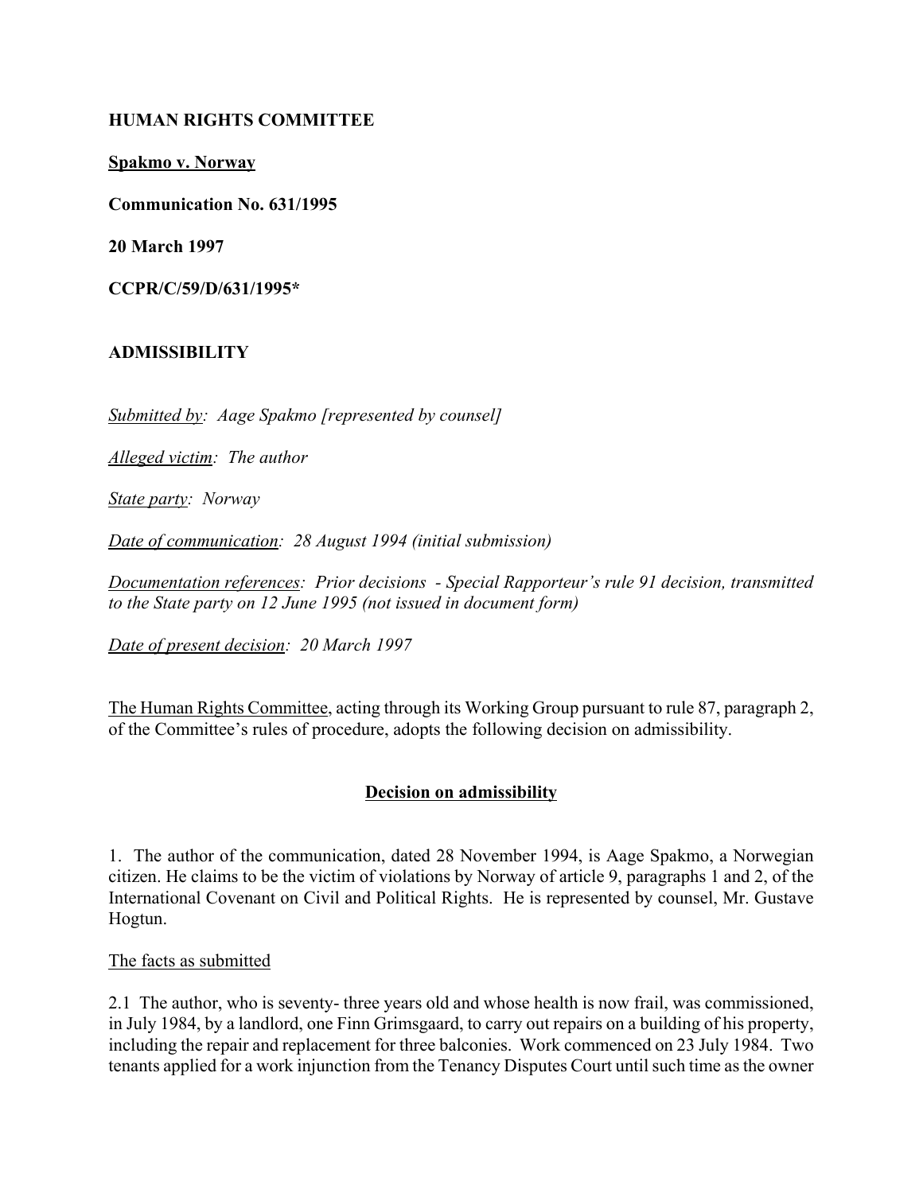**HUMAN RIGHTS COMMITTEE**

**Spakmo v. Norway**

**Communication No. 631/1995**

**20 March 1997**

**CCPR/C/59/D/631/1995***

**ADMISSIBILITY**

*Submitted by: Aage Spakmo [represented by counsel]*

*Alleged victim: The author*

*State party: Norway*

*Date of communication: 28 August 1994 (initial submission)*

*Documentation references: Prior decisions - Special Rapporteur's rule 91 decision, transmitted to the State party on 12 June 1995 (not issued in document form)*

*Date of present decision: 20 March 1997*

The Human Rights Committee, acting through its Working Group pursuant to rule 87, paragraph 2, of the Committee's rules of procedure, adopts the following decision on admissibility.

**Decision on admissibility**

1. The author of the communication, dated 28 November 1994, is Aage Spakmo, a Norwegian citizen. He claims to be the victim of violations by Norway of article 9, paragraphs 1 and 2, of the International Covenant on Civil and Political Rights. He is represented by counsel, Mr. Gustave Hogtun.

The facts as submitted

2.1 The author, who is seventy- three years old and whose health is now frail, was commissioned, in July 1984, by a landlord, one Finn Grimsgaard, to carry out repairs on a building of his property, including the repair and replacement for three balconies. Work commenced on 23 July 1984. Two tenants applied for a work injunction from the Tenancy Disputes Court until such time as the owner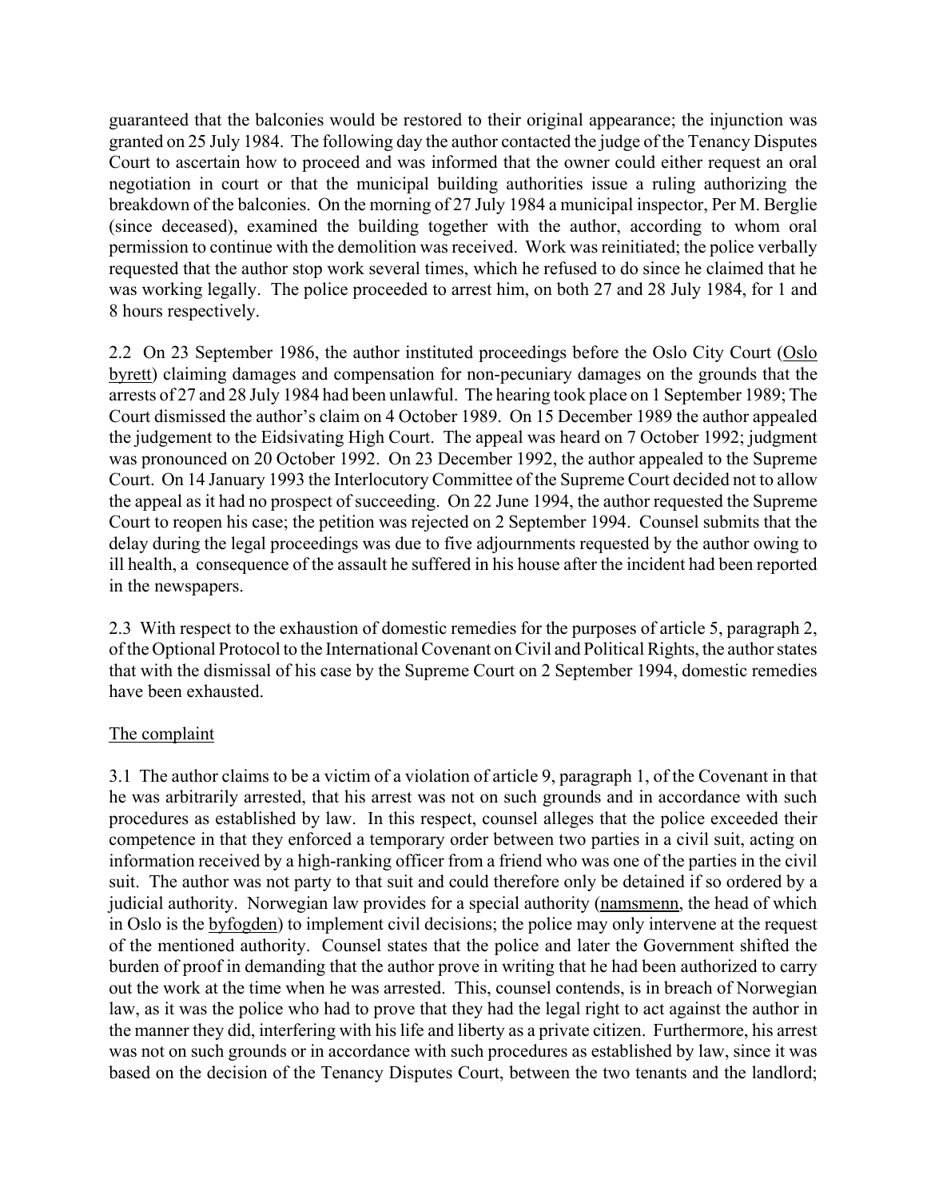guaranteed that the balconies would be restored to their original appearance; the injunction was granted on 25 July 1984. The following day the author contacted the judge of the Tenancy Disputes Court to ascertain how to proceed and was informed that the owner could either request an oral negotiation in court or that the municipal building authorities issue a ruling authorizing the breakdown of the balconies. On the morning of 27 July 1984 a municipal inspector, Per M. Berglie (since deceased), examined the building together with the author, according to whom oral permission to continue with the demolition was received. Work was reinitiated; the police verbally requested that the author stop work several times, which he refused to do since he claimed that he was working legally. The police proceeded to arrest him, on both 27 and 28 July 1984, for 1 and 8 hours respectively.

2.2 On 23 September 1986, the author instituted proceedings before the Oslo City Court (Oslo byrett) claiming damages and compensation for non-pecuniary damages on the grounds that the arrests of 27 and 28 July 1984 had been unlawful. The hearing took place on 1 September 1989; The Court dismissed the author's claim on 4 October 1989. On 15 December 1989 the author appealed the judgement to the Eidsivating High Court. The appeal was heard on 7 October 1992; judgment was pronounced on 20 October 1992. On 23 December 1992, the author appealed to the Supreme Court. On 14 January 1993 the Interlocutory Committee of the Supreme Court decided not to allow the appeal as it had no prospect of succeeding. On 22 June 1994, the author requested the Supreme Court to reopen his case; the petition was rejected on 2 September 1994. Counsel submits that the delay during the legal proceedings was due to five adjournments requested by the author owing to ill health, a consequence of the assault he suffered in his house after the incident had been reported in the newspapers.

2.3 With respect to the exhaustion of domestic remedies for the purposes of article 5, paragraph 2, of the Optional Protocol to the International Covenant on Civil and Political Rights, the author states that with the dismissal of his case by the Supreme Court on 2 September 1994, domestic remedies have been exhausted.

## The complaint

3.1 The author claims to be a victim of a violation of article 9, paragraph 1, of the Covenant in that he was arbitrarily arrested, that his arrest was not on such grounds and in accordance with such procedures as established by law. In this respect, counsel alleges that the police exceeded their competence in that they enforced a temporary order between two parties in a civil suit, acting on information received by a high-ranking officer from a friend who was one of the parties in the civil suit. The author was not party to that suit and could therefore only be detained if so ordered by a judicial authority. Norwegian law provides for a special authority (namsmenn, the head of which in Oslo is the byfogden) to implement civil decisions; the police may only intervene at the request of the mentioned authority. Counsel states that the police and later the Government shifted the burden of proof in demanding that the author prove in writing that he had been authorized to carry out the work at the time when he was arrested. This, counsel contends, is in breach of Norwegian law, as it was the police who had to prove that they had the legal right to act against the author in the manner they did, interfering with his life and liberty as a private citizen. Furthermore, his arrest was not on such grounds or in accordance with such procedures as established by law, since it was based on the decision of the Tenancy Disputes Court, between the two tenants and the landlord;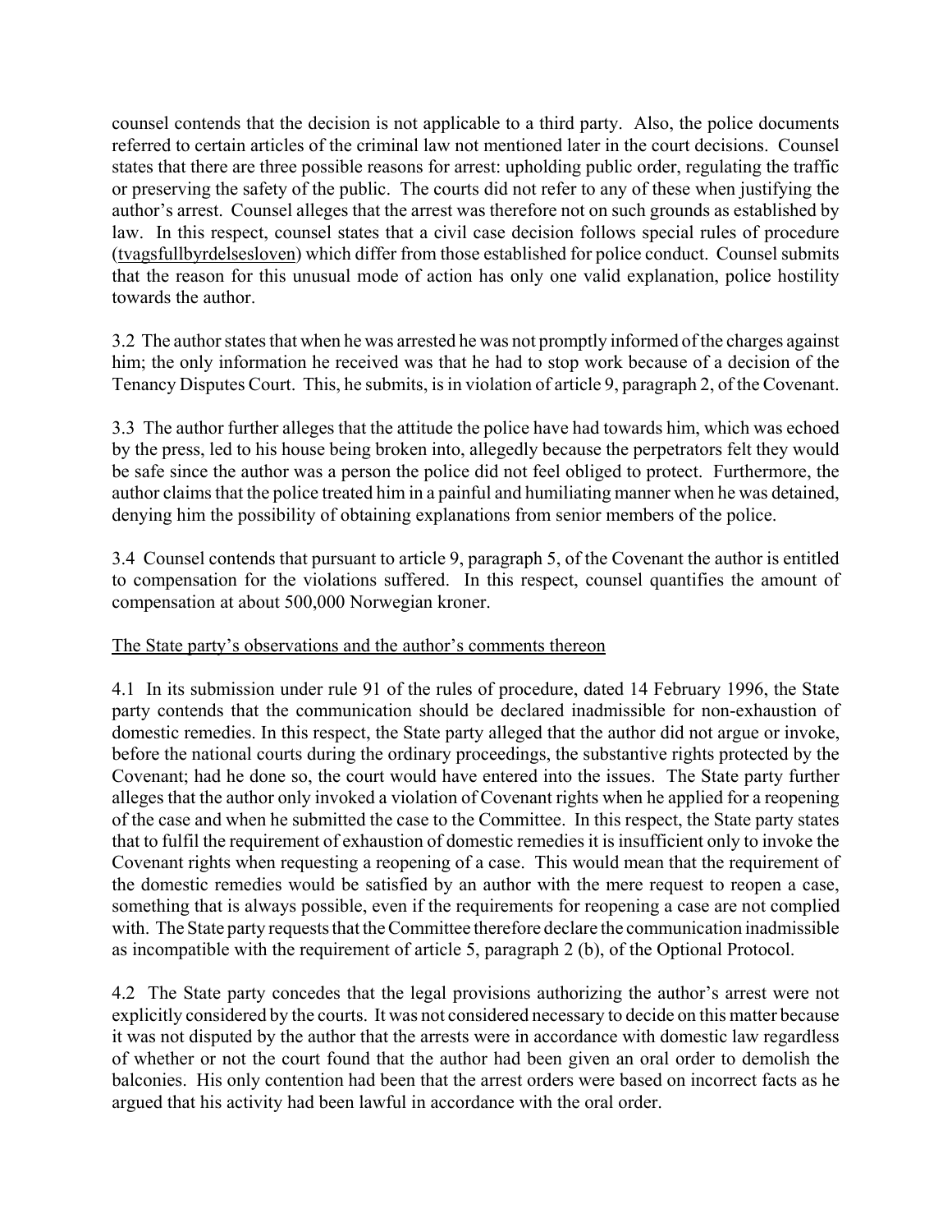counsel contends that the decision is not applicable to a third party. Also, the police documents referred to certain articles of the criminal law not mentioned later in the court decisions. Counsel states that there are three possible reasons for arrest: upholding public order, regulating the traffic or preserving the safety of the public. The courts did not refer to any of these when justifying the author's arrest. Counsel alleges that the arrest was therefore not on such grounds as established by law. In this respect, counsel states that a civil case decision follows special rules of procedure (tvagsfullbyrdelsesloven) which differ from those established for police conduct. Counsel submits that the reason for this unusual mode of action has only one valid explanation, police hostility towards the author.

3.2 The author states that when he was arrested he was not promptly informed of the charges against him; the only information he received was that he had to stop work because of a decision of the Tenancy Disputes Court. This, he submits, is in violation of article 9, paragraph 2, of the Covenant.

3.3 The author further alleges that the attitude the police have had towards him, which was echoed by the press, led to his house being broken into, allegedly because the perpetrators felt they would be safe since the author was a person the police did not feel obliged to protect. Furthermore, the author claims that the police treated him in a painful and humiliating manner when he was detained, denying him the possibility of obtaining explanations from senior members of the police.

3.4 Counsel contends that pursuant to article 9, paragraph 5, of the Covenant the author is entitled to compensation for the violations suffered. In this respect, counsel quantifies the amount of compensation at about 500,000 Norwegian kroner.

The State party's observations and the author's comments thereon

4.1 In its submission under rule 91 of the rules of procedure, dated 14 February 1996, the State party contends that the communication should be declared inadmissible for non-exhaustion of domestic remedies. In this respect, the State party alleged that the author did not argue or invoke, before the national courts during the ordinary proceedings, the substantive rights protected by the Covenant; had he done so, the court would have entered into the issues. The State party further alleges that the author only invoked a violation of Covenant rights when he applied for a reopening of the case and when he submitted the case to the Committee. In this respect, the State party states that to fulfil the requirement of exhaustion of domestic remedies it is insufficient only to invoke the Covenant rights when requesting a reopening of a case. This would mean that the requirement of the domestic remedies would be satisfied by an author with the mere request to reopen a case, something that is always possible, even if the requirements for reopening a case are not complied with. The State party requests that the Committee therefore declare the communication inadmissible as incompatible with the requirement of article 5, paragraph 2 (b), of the Optional Protocol.

4.2 The State party concedes that the legal provisions authorizing the author's arrest were not explicitly considered by the courts. It was not considered necessary to decide on this matter because it was not disputed by the author that the arrests were in accordance with domestic law regardless of whether or not the court found that the author had been given an oral order to demolish the balconies. His only contention had been that the arrest orders were based on incorrect facts as he argued that his activity had been lawful in accordance with the oral order.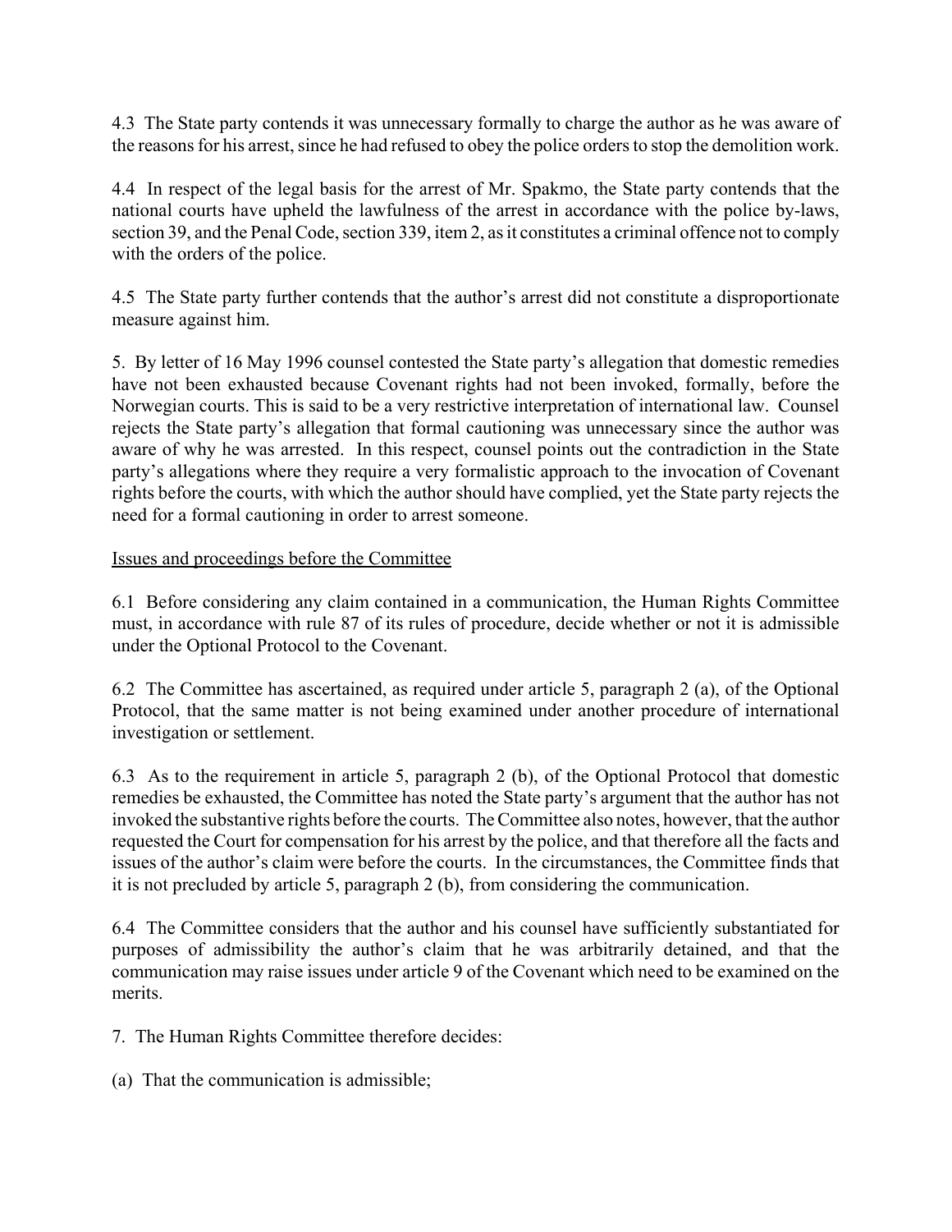4.3 The State party contends it was unnecessary formally to charge the author as he was aware of the reasons for his arrest, since he had refused to obey the police orders to stop the demolition work.

4.4 In respect of the legal basis for the arrest of Mr. Spakmo, the State party contends that the national courts have upheld the lawfulness of the arrest in accordance with the police by-laws, section 39, and the Penal Code, section 339, item 2, as it constitutes a criminal offence not to comply with the orders of the police.

4.5 The State party further contends that the author's arrest did not constitute a disproportionate measure against him.

5. By letter of 16 May 1996 counsel contested the State party's allegation that domestic remedies have not been exhausted because Covenant rights had not been invoked, formally, before the Norwegian courts. This is said to be a very restrictive interpretation of international law. Counsel rejects the State party's allegation that formal cautioning was unnecessary since the author was aware of why he was arrested. In this respect, counsel points out the contradiction in the State party's allegations where they require a very formalistic approach to the invocation of Covenant rights before the courts, with which the author should have complied, yet the State party rejects the need for a formal cautioning in order to arrest someone.

Issues and proceedings before the Committee

6.1 Before considering any claim contained in a communication, the Human Rights Committee must, in accordance with rule 87 of its rules of procedure, decide whether or not it is admissible under the Optional Protocol to the Covenant.

6.2 The Committee has ascertained, as required under article 5, paragraph 2 (a), of the Optional Protocol, that the same matter is not being examined under another procedure of international investigation or settlement.

6.3 As to the requirement in article 5, paragraph 2 (b), of the Optional Protocol that domestic remedies be exhausted, the Committee has noted the State party's argument that the author has not invoked the substantive rights before the courts. The Committee also notes, however, that the author requested the Court for compensation for his arrest by the police, and that therefore all the facts and issues of the author's claim were before the courts. In the circumstances, the Committee finds that it is not precluded by article 5, paragraph 2 (b), from considering the communication.

6.4 The Committee considers that the author and his counsel have sufficiently substantiated for purposes of admissibility the author's claim that he was arbitrarily detained, and that the communication may raise issues under article 9 of the Covenant which need to be examined on the merits.

7. The Human Rights Committee therefore decides:

(a) That the communication is admissible;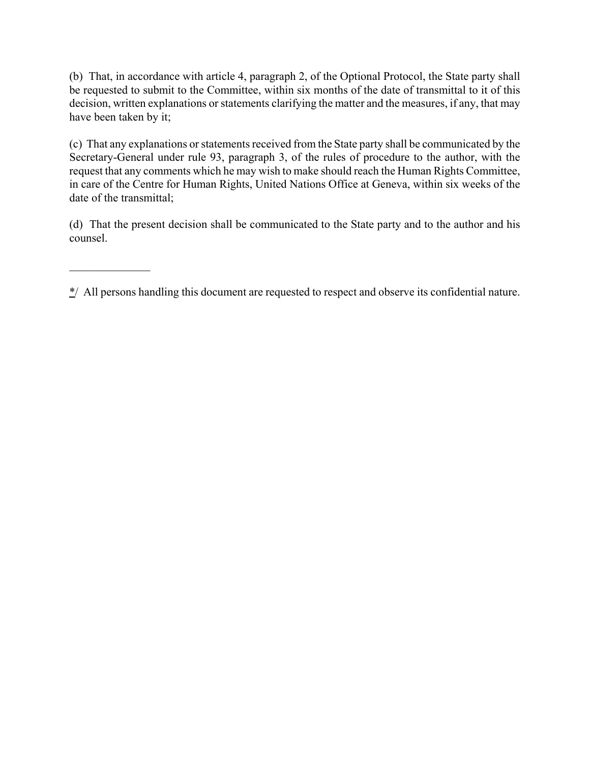(b) That, in accordance with article 4, paragraph 2, of the Optional Protocol, the State party shall be requested to submit to the Committee, within six months of the date of transmittal to it of this decision, written explanations or statements clarifying the matter and the measures, if any, that may have been taken by it;

(c) That any explanations or statements received from the State party shall be communicated by the Secretary-General under rule 93, paragraph 3, of the rules of procedure to the author, with the request that any comments which he may wish to make should reach the Human Rights Committee, in care of the Centre for Human Rights, United Nations Office at Geneva, within six weeks of the date of the transmittal;

(d) That the present decision shall be communicated to the State party and to the author and his counsel.

---

*/ All persons handling this document are requested to respect and observe its confidential nature.